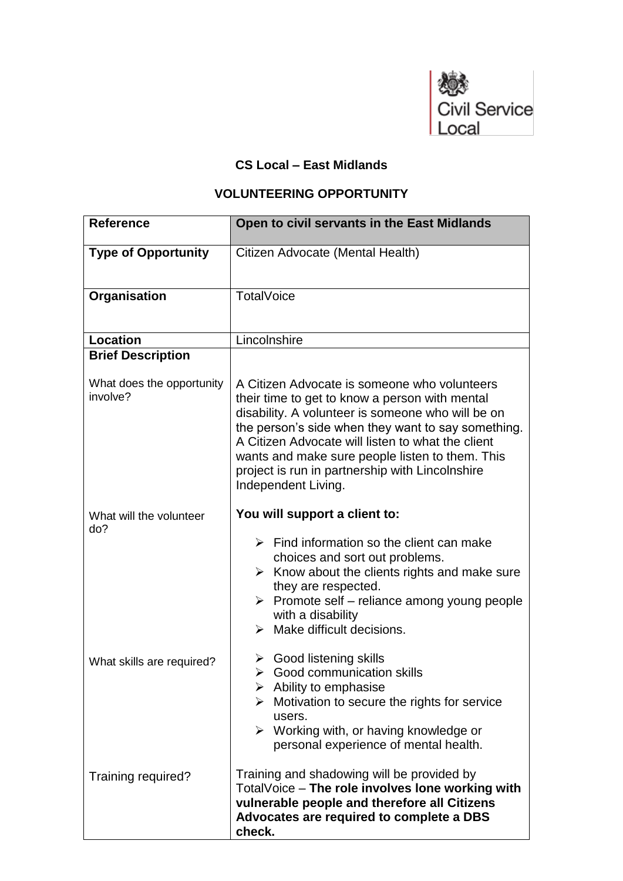Civil Service Local

**CS Local – East Midlands**

**VOLUNTEERING OPPORTUNITY**

| **Reference** | **Open to civil servants in the East Midlands** |
|---|---|
| **Type of Opportunity** | Citizen Advocate (Mental Health) |
| **Organisation** | TotalVoice |
| **Location** | Lincolnshire |
| **Brief Description** | |
| What does the opportunity involve? | A Citizen Advocate is someone who volunteers their time to get to know a person with mental disability. A volunteer is someone who will be on the person's side when they want to say something. A Citizen Advocate will listen to what the client wants and make sure people listen to them. This project is run in partnership with Lincolnshire Independent Living. |
| What will the volunteer do? | **You will support a client to:** <br> ➢ Find information so the client can make choices and sort out problems. <br> ➢ Know about the clients rights and make sure they are respected. <br> ➢ Promote self – reliance among young people with a disability <br> ➢ Make difficult decisions. |
| What skills are required? | ➢ Good listening skills <br> ➢ Good communication skills <br> ➢ Ability to emphasise <br> ➢ Motivation to secure the rights for service users. <br> ➢ Working with, or having knowledge or personal experience of mental health. |
| Training required? | Training and shadowing will be provided by TotalVoice – **The role involves lone working with vulnerable people and therefore all Citizens Advocates are required to complete a DBS check.** |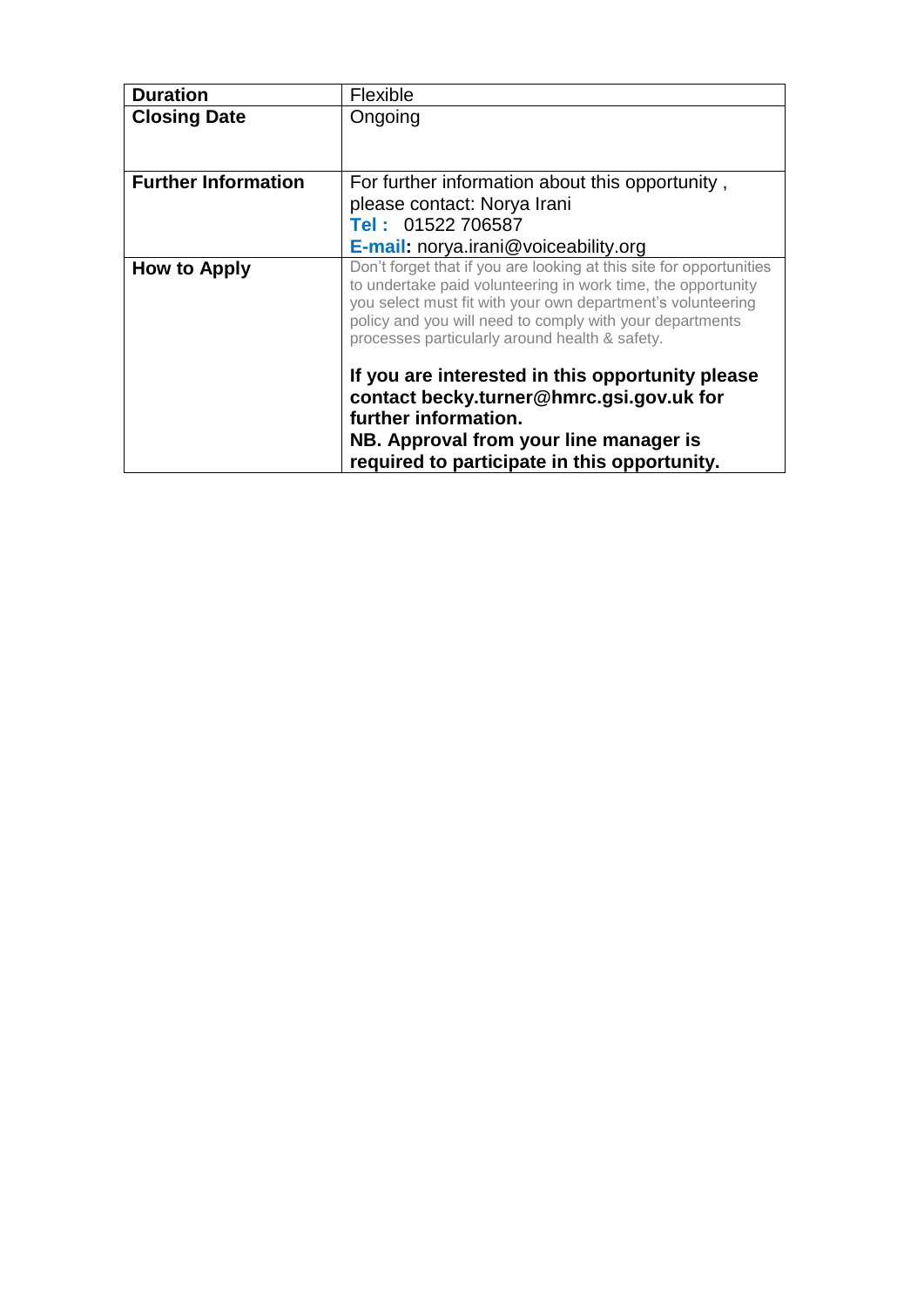| | |
|---|---|
| **Duration** | Flexible |
| **Closing Date** | Ongoing |
| **Further Information** | For further information about this opportunity , please contact: Norya Irani<br>**Tel :** 01522 706587<br>**E-mail:** norya.irani@voiceability.org |
| **How to Apply** | Don't forget that if you are looking at this site for opportunities to undertake paid volunteering in work time, the opportunity you select must fit with your own department's volunteering policy and you will need to comply with your departments processes particularly around health & safety.<br><br>**If you are interested in this opportunity please contact becky.turner@hmrc.gsi.gov.uk for further information.**<br>**NB. Approval from your line manager is required to participate in this opportunity.** |